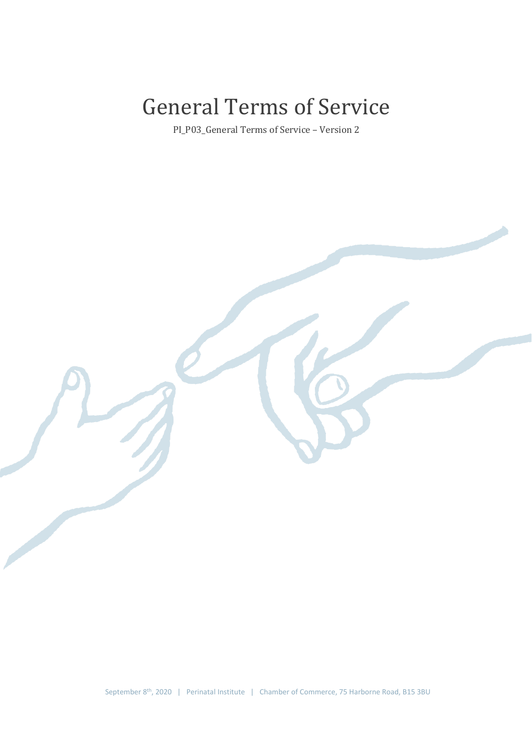# General Terms of Service

PI_P03_General Terms of Service – Version 2

September 8th, 2020 | Perinatal Institute | Chamber of Commerce, 75 Harborne Road, B15 3BU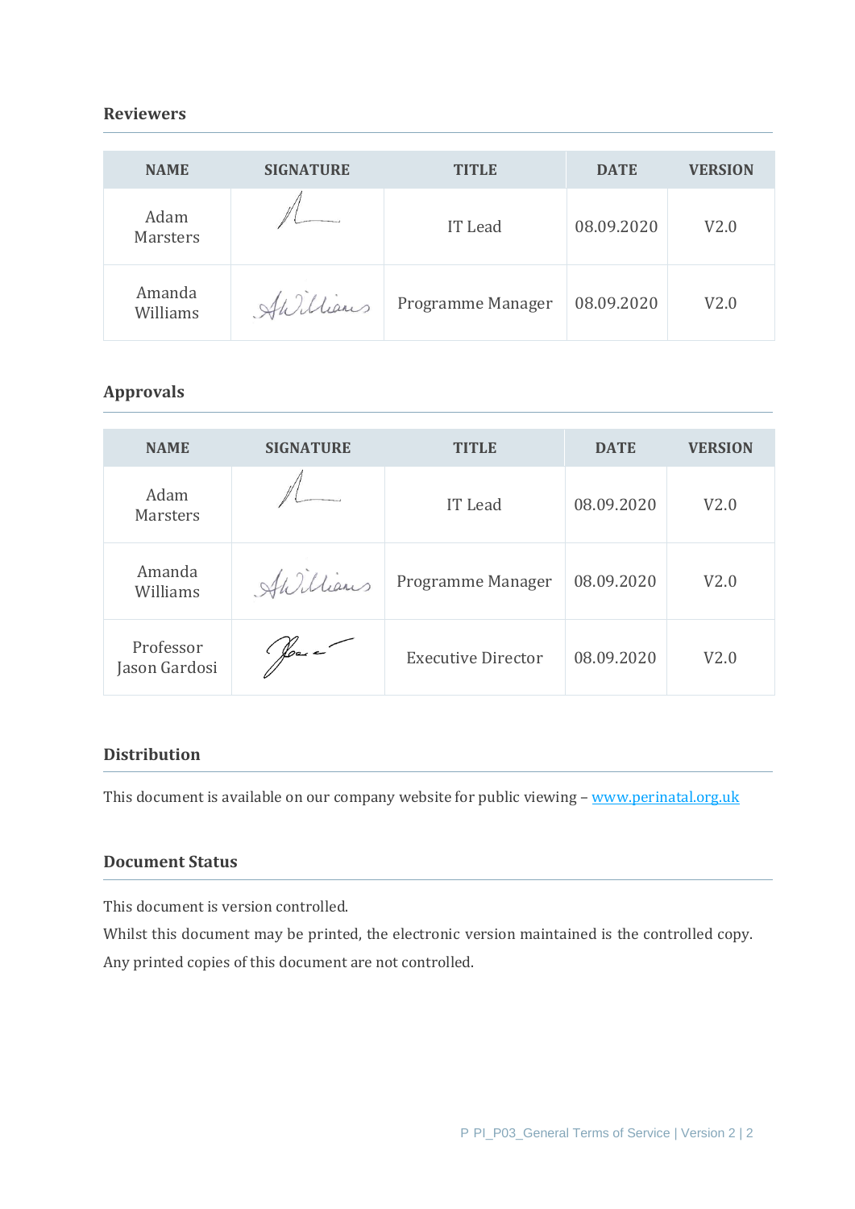## Reviewers

| NAME | SIGNATURE | TITLE | DATE | VERSION |
|---|---|---|---|---|
| Adam Marsters | | IT Lead | 08.09.2020 | V2.0 |
| Amanda Williams | | Programme Manager | 08.09.2020 | V2.0 |

## Approvals

| NAME | SIGNATURE | TITLE | DATE | VERSION |
|---|---|---|---|---|
| Adam Marsters | | IT Lead | 08.09.2020 | V2.0 |
| Amanda Williams | | Programme Manager | 08.09.2020 | V2.0 |
| Professor Jason Gardosi | | Executive Director | 08.09.2020 | V2.0 |

## Distribution

This document is available on our company website for public viewing – www.perinatal.org.uk

## Document Status

This document is version controlled.

Whilst this document may be printed, the electronic version maintained is the controlled copy.

Any printed copies of this document are not controlled.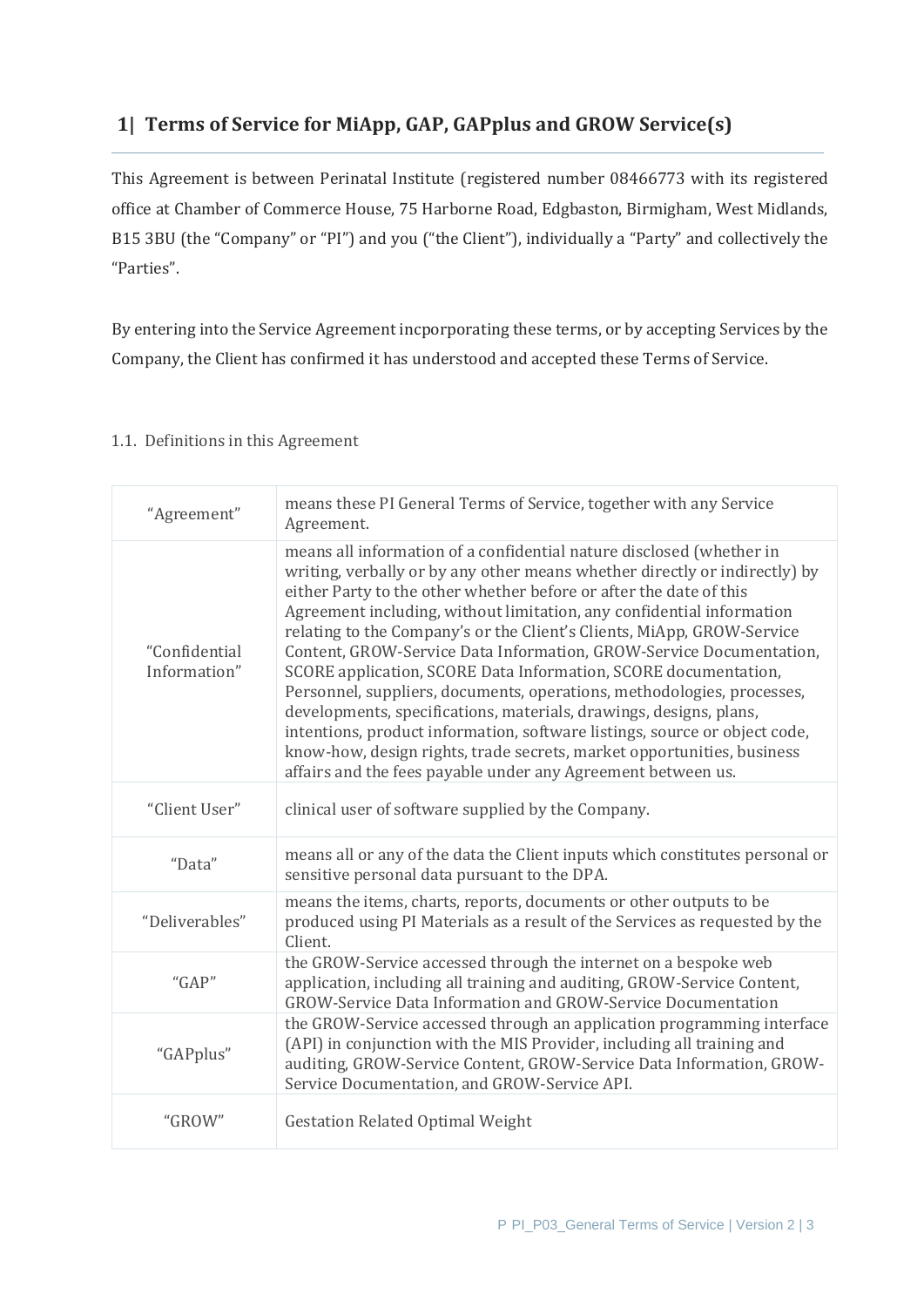## 1| Terms of Service for MiApp, GAP, GAPplus and GROW Service(s)

This Agreement is between Perinatal Institute (registered number 08466773 with its registered office at Chamber of Commerce House, 75 Harborne Road, Edgbaston, Birmigham, West Midlands, B15 3BU (the "Company" or "PI") and you ("the Client"), individually a "Party" and collectively the "Parties".

By entering into the Service Agreement incporporating these terms, or by accepting Services by the Company, the Client has confirmed it has understood and accepted these Terms of Service.

1.1. Definitions in this Agreement

| | |
|---|---|
| "Agreement" | means these PI General Terms of Service, together with any Service Agreement. |
| "Confidential Information" | means all information of a confidential nature disclosed (whether in writing, verbally or by any other means whether directly or indirectly) by either Party to the other whether before or after the date of this Agreement including, without limitation, any confidential information relating to the Company's or the Client's Clients, MiApp, GROW-Service Content, GROW-Service Data Information, GROW-Service Documentation, SCORE application, SCORE Data Information, SCORE documentation, Personnel, suppliers, documents, operations, methodologies, processes, developments, specifications, materials, drawings, designs, plans, intentions, product information, software listings, source or object code, know-how, design rights, trade secrets, market opportunities, business affairs and the fees payable under any Agreement between us. |
| "Client User" | clinical user of software supplied by the Company. |
| "Data" | means all or any of the data the Client inputs which constitutes personal or sensitive personal data pursuant to the DPA. |
| "Deliverables" | means the items, charts, reports, documents or other outputs to be produced using PI Materials as a result of the Services as requested by the Client. |
| "GAP" | the GROW-Service accessed through the internet on a bespoke web application, including all training and auditing, GROW-Service Content, GROW-Service Data Information and GROW-Service Documentation |
| "GAPplus" | the GROW-Service accessed through an application programming interface (API) in conjunction with the MIS Provider, including all training and auditing, GROW-Service Content, GROW-Service Data Information, GROW-Service Documentation, and GROW-Service API. |
| "GROW" | Gestation Related Optimal Weight |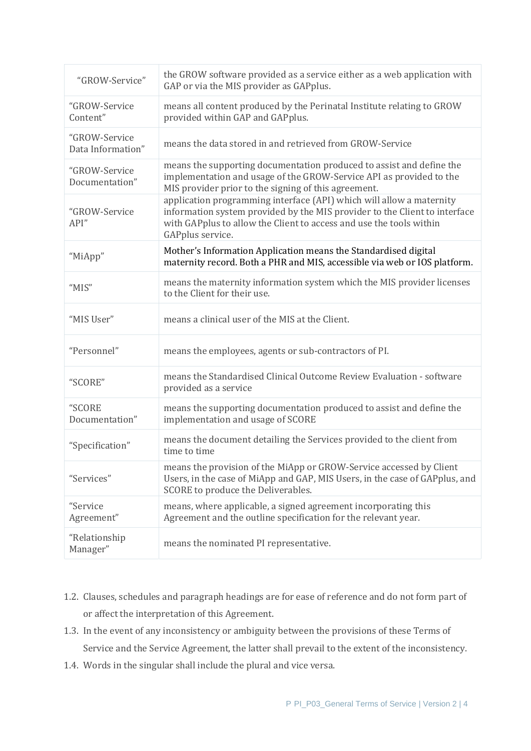| | |
|---|---|
| "GROW-Service" | the GROW software provided as a service either as a web application with GAP or via the MIS provider as GAPplus. |
| "GROW-Service Content" | means all content produced by the Perinatal Institute relating to GROW provided within GAP and GAPplus. |
| "GROW-Service Data Information" | means the data stored in and retrieved from GROW-Service |
| "GROW-Service Documentation" | means the supporting documentation produced to assist and define the implementation and usage of the GROW-Service API as provided to the MIS provider prior to the signing of this agreement. |
| "GROW-Service API" | application programming interface (API) which will allow a maternity information system provided by the MIS provider to the Client to interface with GAPplus to allow the Client to access and use the tools within GAPplus service. |
| "MiApp" | Mother's Information Application means the Standardised digital maternity record. Both a PHR and MIS, accessible via web or IOS platform. |
| "MIS" | means the maternity information system which the MIS provider licenses to the Client for their use. |
| "MIS User" | means a clinical user of the MIS at the Client. |
| "Personnel" | means the employees, agents or sub-contractors of PI. |
| "SCORE" | means the Standardised Clinical Outcome Review Evaluation - software provided as a service |
| "SCORE Documentation" | means the supporting documentation produced to assist and define the implementation and usage of SCORE |
| "Specification" | means the document detailing the Services provided to the client from time to time |
| "Services" | means the provision of the MiApp or GROW-Service accessed by Client Users, in the case of MiApp and GAP, MIS Users, in the case of GAPplus, and SCORE to produce the Deliverables. |
| "Service Agreement" | means, where applicable, a signed agreement incorporating this Agreement and the outline specification for the relevant year. |
| "Relationship Manager" | means the nominated PI representative. |

1.2. Clauses, schedules and paragraph headings are for ease of reference and do not form part of or affect the interpretation of this Agreement.

1.3. In the event of any inconsistency or ambiguity between the provisions of these Terms of Service and the Service Agreement, the latter shall prevail to the extent of the inconsistency.

1.4. Words in the singular shall include the plural and vice versa.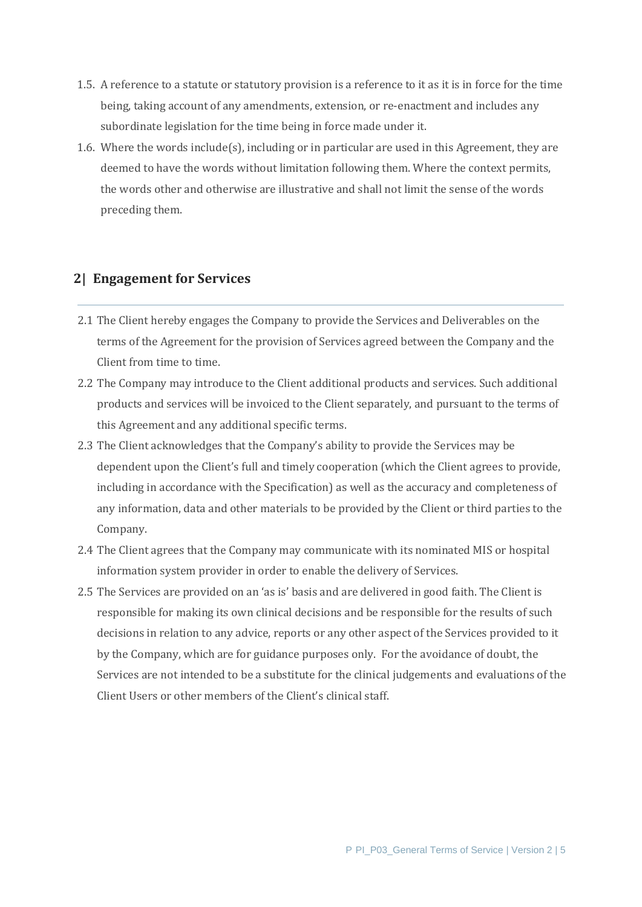1.5. A reference to a statute or statutory provision is a reference to it as it is in force for the time being, taking account of any amendments, extension, or re-enactment and includes any subordinate legislation for the time being in force made under it.

1.6. Where the words include(s), including or in particular are used in this Agreement, they are deemed to have the words without limitation following them. Where the context permits, the words other and otherwise are illustrative and shall not limit the sense of the words preceding them.

## 2| Engagement for Services

2.1 The Client hereby engages the Company to provide the Services and Deliverables on the terms of the Agreement for the provision of Services agreed between the Company and the Client from time to time.

2.2 The Company may introduce to the Client additional products and services. Such additional products and services will be invoiced to the Client separately, and pursuant to the terms of this Agreement and any additional specific terms.

2.3 The Client acknowledges that the Company's ability to provide the Services may be dependent upon the Client's full and timely cooperation (which the Client agrees to provide, including in accordance with the Specification) as well as the accuracy and completeness of any information, data and other materials to be provided by the Client or third parties to the Company.

2.4 The Client agrees that the Company may communicate with its nominated MIS or hospital information system provider in order to enable the delivery of Services.

2.5 The Services are provided on an 'as is' basis and are delivered in good faith. The Client is responsible for making its own clinical decisions and be responsible for the results of such decisions in relation to any advice, reports or any other aspect of the Services provided to it by the Company, which are for guidance purposes only. For the avoidance of doubt, the Services are not intended to be a substitute for the clinical judgements and evaluations of the Client Users or other members of the Client's clinical staff.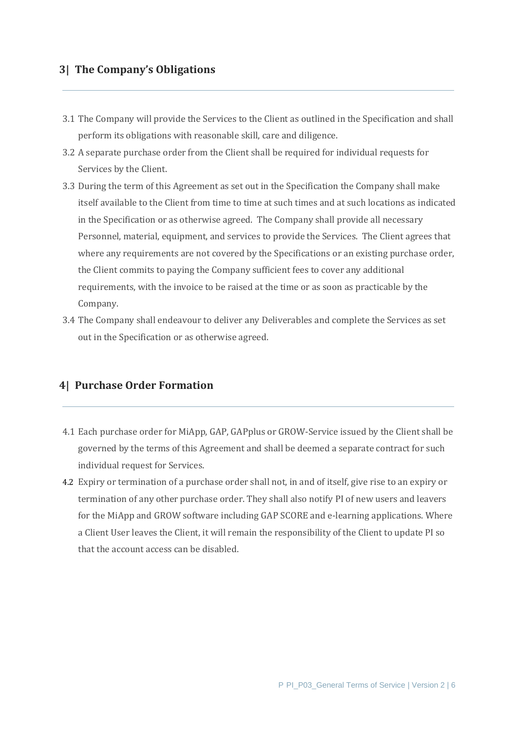## 3| The Company's Obligations

3.1 The Company will provide the Services to the Client as outlined in the Specification and shall perform its obligations with reasonable skill, care and diligence.

3.2 A separate purchase order from the Client shall be required for individual requests for Services by the Client.

3.3 During the term of this Agreement as set out in the Specification the Company shall make itself available to the Client from time to time at such times and at such locations as indicated in the Specification or as otherwise agreed. The Company shall provide all necessary Personnel, material, equipment, and services to provide the Services. The Client agrees that where any requirements are not covered by the Specifications or an existing purchase order, the Client commits to paying the Company sufficient fees to cover any additional requirements, with the invoice to be raised at the time or as soon as practicable by the Company.

3.4 The Company shall endeavour to deliver any Deliverables and complete the Services as set out in the Specification or as otherwise agreed.

## 4| Purchase Order Formation

4.1 Each purchase order for MiApp, GAP, GAPplus or GROW-Service issued by the Client shall be governed by the terms of this Agreement and shall be deemed a separate contract for such individual request for Services.

4.2 Expiry or termination of a purchase order shall not, in and of itself, give rise to an expiry or termination of any other purchase order. They shall also notify PI of new users and leavers for the MiApp and GROW software including GAP SCORE and e-learning applications. Where a Client User leaves the Client, it will remain the responsibility of the Client to update PI so that the account access can be disabled.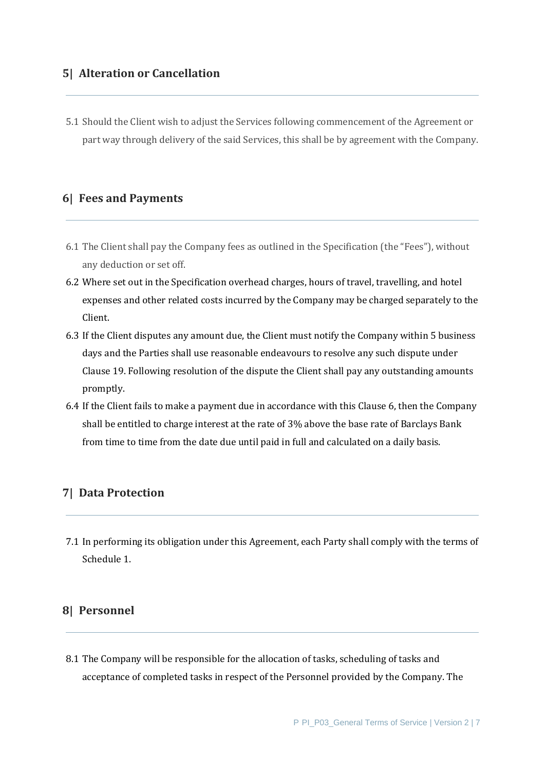## 5| Alteration or Cancellation

5.1 Should the Client wish to adjust the Services following commencement of the Agreement or part way through delivery of the said Services, this shall be by agreement with the Company.

## 6| Fees and Payments

6.1 The Client shall pay the Company fees as outlined in the Specification (the "Fees"), without any deduction or set off.

6.2 Where set out in the Specification overhead charges, hours of travel, travelling, and hotel expenses and other related costs incurred by the Company may be charged separately to the Client.

6.3 If the Client disputes any amount due, the Client must notify the Company within 5 business days and the Parties shall use reasonable endeavours to resolve any such dispute under Clause 19. Following resolution of the dispute the Client shall pay any outstanding amounts promptly.

6.4 If the Client fails to make a payment due in accordance with this Clause 6, then the Company shall be entitled to charge interest at the rate of 3% above the base rate of Barclays Bank from time to time from the date due until paid in full and calculated on a daily basis.

## 7| Data Protection

7.1 In performing its obligation under this Agreement, each Party shall comply with the terms of Schedule 1.

## 8| Personnel

8.1 The Company will be responsible for the allocation of tasks, scheduling of tasks and acceptance of completed tasks in respect of the Personnel provided by the Company. The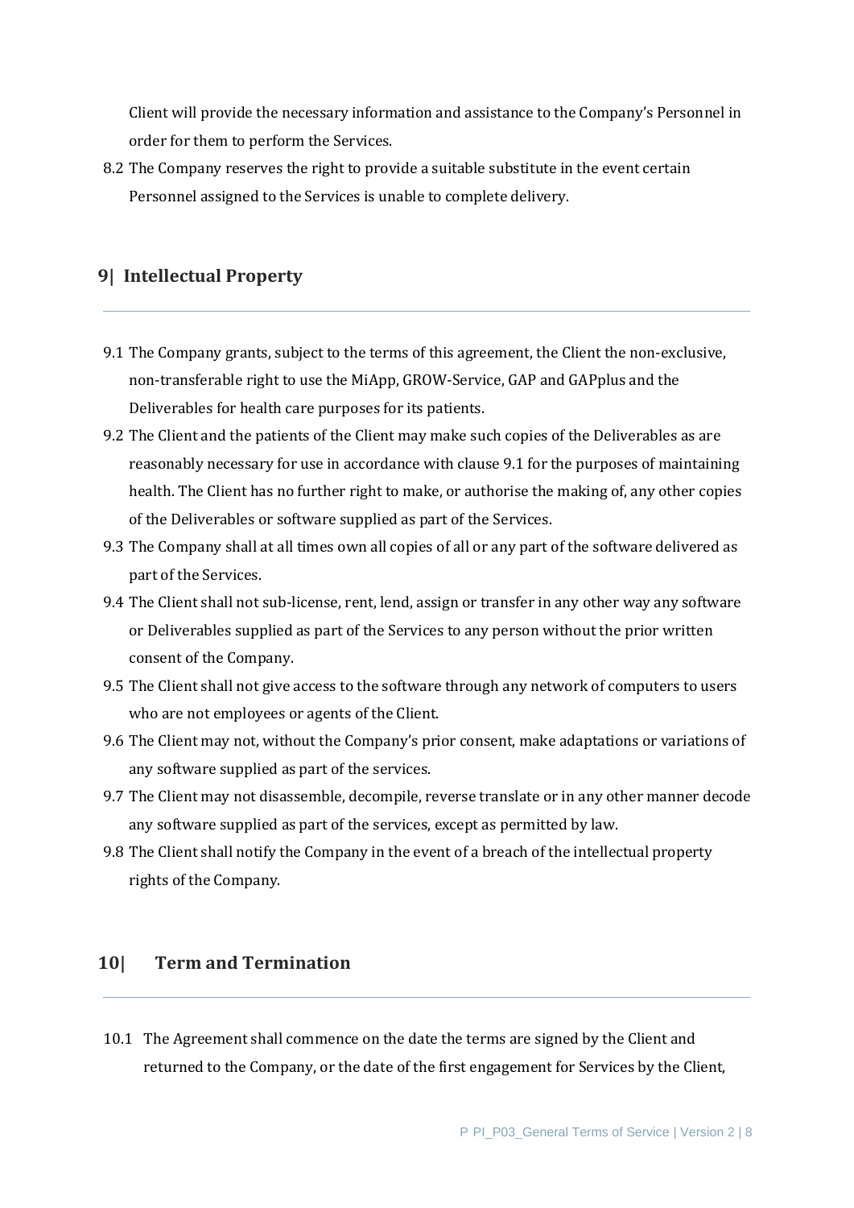Client will provide the necessary information and assistance to the Company's Personnel in order for them to perform the Services.

8.2 The Company reserves the right to provide a suitable substitute in the event certain Personnel assigned to the Services is unable to complete delivery.

## 9| Intellectual Property

9.1 The Company grants, subject to the terms of this agreement, the Client the non-exclusive, non-transferable right to use the MiApp, GROW-Service, GAP and GAPplus and the Deliverables for health care purposes for its patients.

9.2 The Client and the patients of the Client may make such copies of the Deliverables as are reasonably necessary for use in accordance with clause 9.1 for the purposes of maintaining health. The Client has no further right to make, or authorise the making of, any other copies of the Deliverables or software supplied as part of the Services.

9.3 The Company shall at all times own all copies of all or any part of the software delivered as part of the Services.

9.4 The Client shall not sub-license, rent, lend, assign or transfer in any other way any software or Deliverables supplied as part of the Services to any person without the prior written consent of the Company.

9.5 The Client shall not give access to the software through any network of computers to users who are not employees or agents of the Client.

9.6 The Client may not, without the Company's prior consent, make adaptations or variations of any software supplied as part of the services.

9.7 The Client may not disassemble, decompile, reverse translate or in any other manner decode any software supplied as part of the services, except as permitted by law.

9.8 The Client shall notify the Company in the event of a breach of the intellectual property rights of the Company.

## 10| Term and Termination

10.1 The Agreement shall commence on the date the terms are signed by the Client and returned to the Company, or the date of the first engagement for Services by the Client,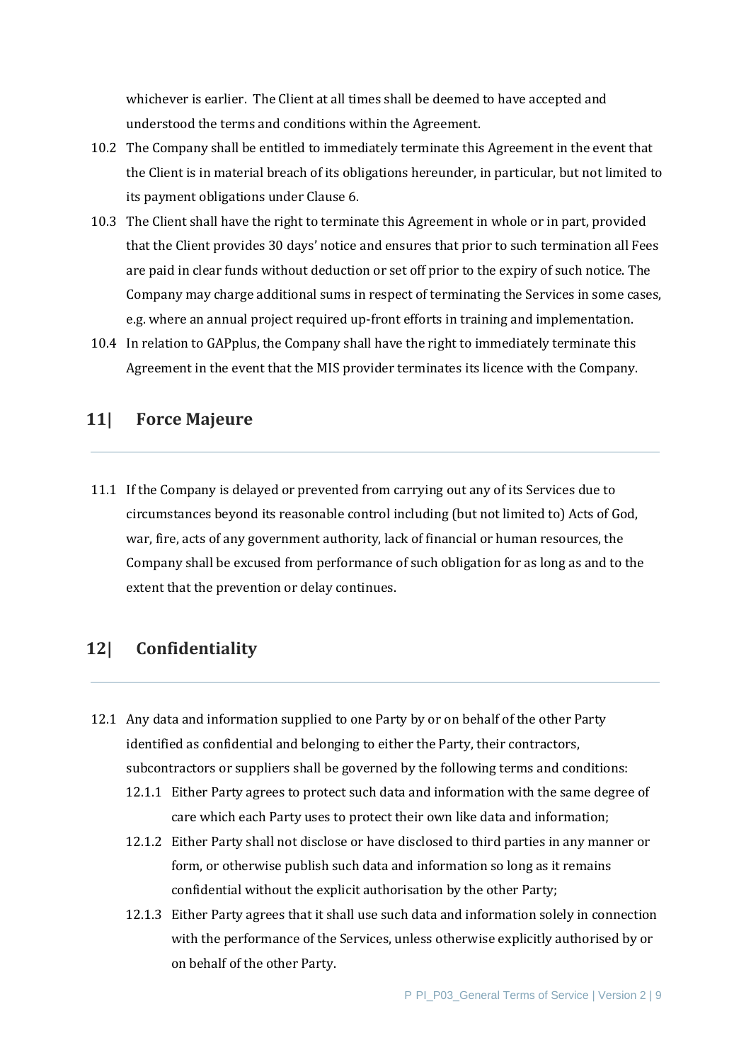whichever is earlier. The Client at all times shall be deemed to have accepted and understood the terms and conditions within the Agreement.

10.2 The Company shall be entitled to immediately terminate this Agreement in the event that the Client is in material breach of its obligations hereunder, in particular, but not limited to its payment obligations under Clause 6.

10.3 The Client shall have the right to terminate this Agreement in whole or in part, provided that the Client provides 30 days' notice and ensures that prior to such termination all Fees are paid in clear funds without deduction or set off prior to the expiry of such notice. The Company may charge additional sums in respect of terminating the Services in some cases, e.g. where an annual project required up-front efforts in training and implementation.

10.4 In relation to GAPplus, the Company shall have the right to immediately terminate this Agreement in the event that the MIS provider terminates its licence with the Company.

## 11| Force Majeure

11.1 If the Company is delayed or prevented from carrying out any of its Services due to circumstances beyond its reasonable control including (but not limited to) Acts of God, war, fire, acts of any government authority, lack of financial or human resources, the Company shall be excused from performance of such obligation for as long as and to the extent that the prevention or delay continues.

## 12| Confidentiality

12.1 Any data and information supplied to one Party by or on behalf of the other Party identified as confidential and belonging to either the Party, their contractors, subcontractors or suppliers shall be governed by the following terms and conditions:

12.1.1 Either Party agrees to protect such data and information with the same degree of care which each Party uses to protect their own like data and information;

12.1.2 Either Party shall not disclose or have disclosed to third parties in any manner or form, or otherwise publish such data and information so long as it remains confidential without the explicit authorisation by the other Party;

12.1.3 Either Party agrees that it shall use such data and information solely in connection with the performance of the Services, unless otherwise explicitly authorised by or on behalf of the other Party.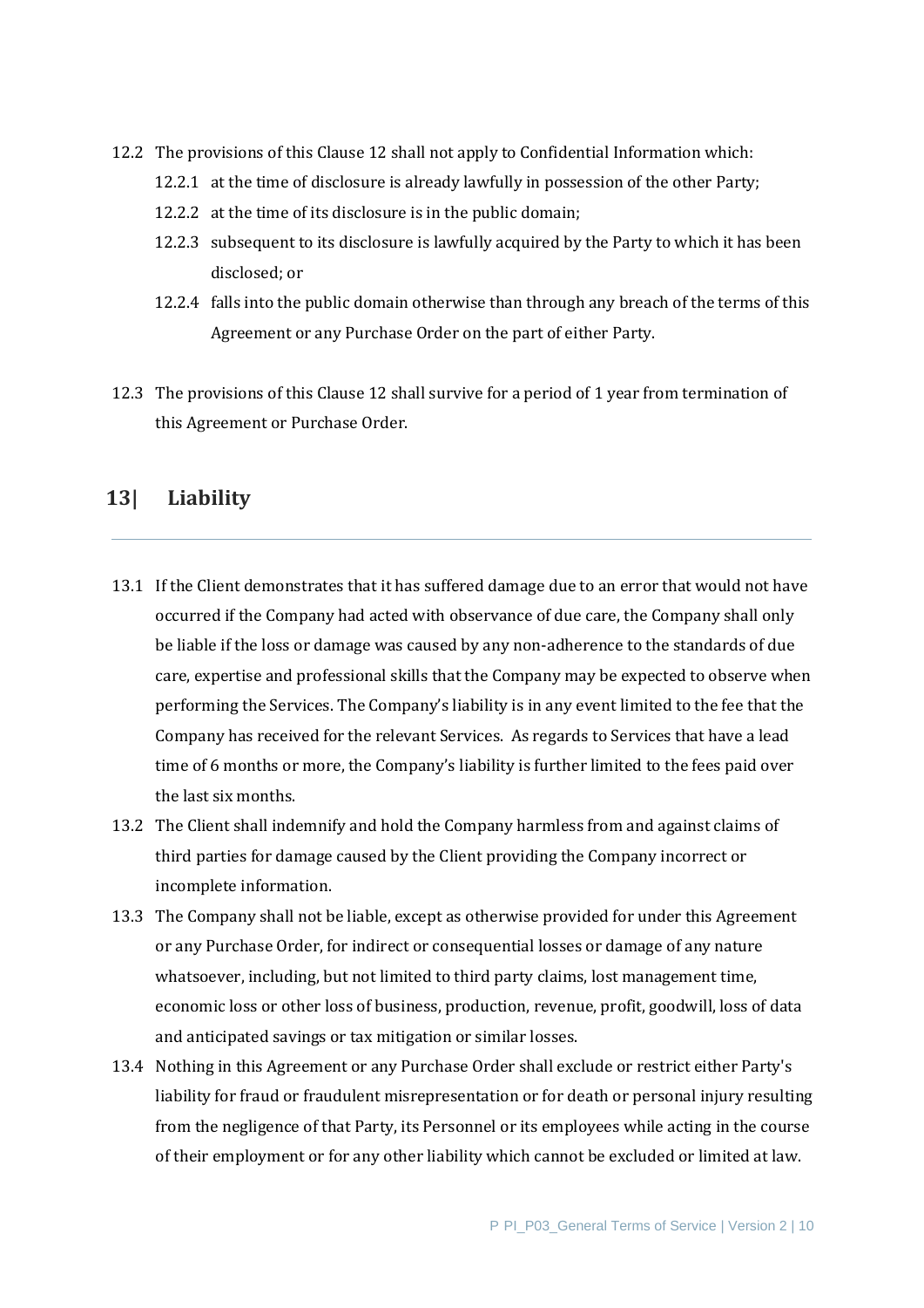12.2 The provisions of this Clause 12 shall not apply to Confidential Information which:

12.2.1 at the time of disclosure is already lawfully in possession of the other Party;

12.2.2 at the time of its disclosure is in the public domain;

12.2.3 subsequent to its disclosure is lawfully acquired by the Party to which it has been disclosed; or

12.2.4 falls into the public domain otherwise than through any breach of the terms of this Agreement or any Purchase Order on the part of either Party.

12.3 The provisions of this Clause 12 shall survive for a period of 1 year from termination of this Agreement or Purchase Order.

## 13| Liability

13.1 If the Client demonstrates that it has suffered damage due to an error that would not have occurred if the Company had acted with observance of due care, the Company shall only be liable if the loss or damage was caused by any non-adherence to the standards of due care, expertise and professional skills that the Company may be expected to observe when performing the Services. The Company's liability is in any event limited to the fee that the Company has received for the relevant Services. As regards to Services that have a lead time of 6 months or more, the Company's liability is further limited to the fees paid over the last six months.

13.2 The Client shall indemnify and hold the Company harmless from and against claims of third parties for damage caused by the Client providing the Company incorrect or incomplete information.

13.3 The Company shall not be liable, except as otherwise provided for under this Agreement or any Purchase Order, for indirect or consequential losses or damage of any nature whatsoever, including, but not limited to third party claims, lost management time, economic loss or other loss of business, production, revenue, profit, goodwill, loss of data and anticipated savings or tax mitigation or similar losses.

13.4 Nothing in this Agreement or any Purchase Order shall exclude or restrict either Party's liability for fraud or fraudulent misrepresentation or for death or personal injury resulting from the negligence of that Party, its Personnel or its employees while acting in the course of their employment or for any other liability which cannot be excluded or limited at law.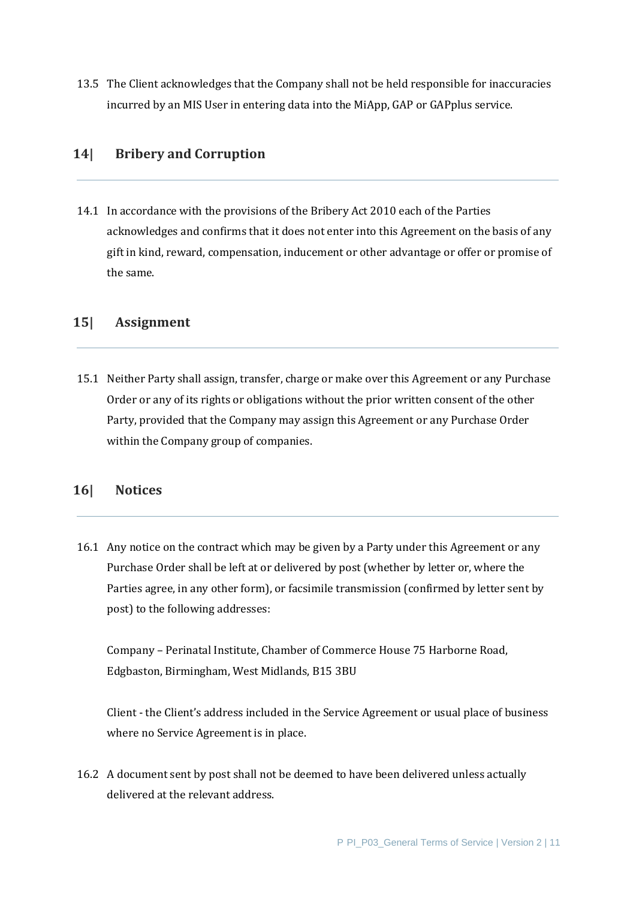13.5 The Client acknowledges that the Company shall not be held responsible for inaccuracies incurred by an MIS User in entering data into the MiApp, GAP or GAPplus service.

## 14| Bribery and Corruption

14.1 In accordance with the provisions of the Bribery Act 2010 each of the Parties acknowledges and confirms that it does not enter into this Agreement on the basis of any gift in kind, reward, compensation, inducement or other advantage or offer or promise of the same.

## 15| Assignment

15.1 Neither Party shall assign, transfer, charge or make over this Agreement or any Purchase Order or any of its rights or obligations without the prior written consent of the other Party, provided that the Company may assign this Agreement or any Purchase Order within the Company group of companies.

## 16| Notices

16.1 Any notice on the contract which may be given by a Party under this Agreement or any Purchase Order shall be left at or delivered by post (whether by letter or, where the Parties agree, in any other form), or facsimile transmission (confirmed by letter sent by post) to the following addresses:

Company – Perinatal Institute, Chamber of Commerce House 75 Harborne Road, Edgbaston, Birmingham, West Midlands, B15 3BU

Client - the Client's address included in the Service Agreement or usual place of business where no Service Agreement is in place.

16.2 A document sent by post shall not be deemed to have been delivered unless actually delivered at the relevant address.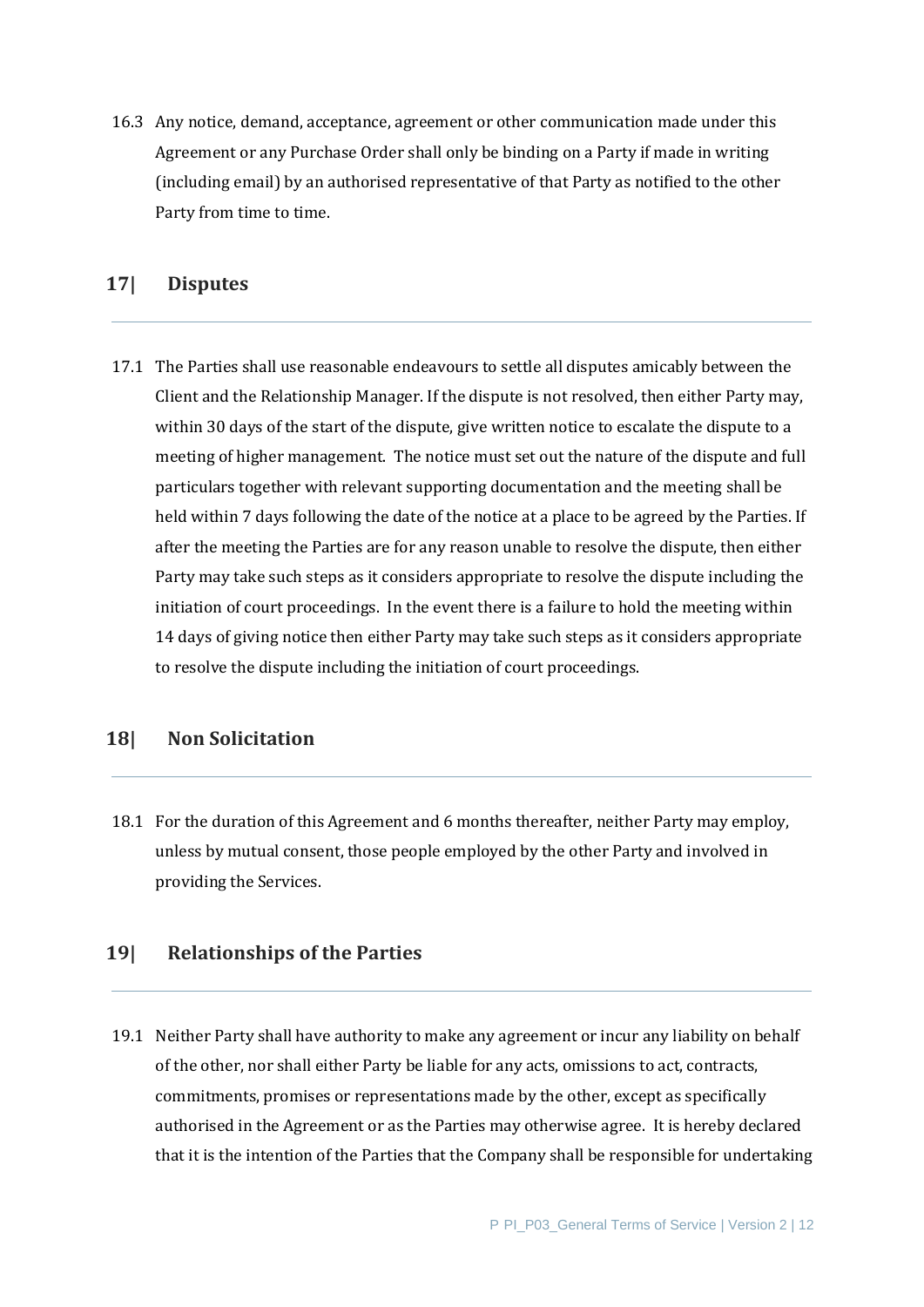16.3 Any notice, demand, acceptance, agreement or other communication made under this Agreement or any Purchase Order shall only be binding on a Party if made in writing (including email) by an authorised representative of that Party as notified to the other Party from time to time.

## 17| Disputes

17.1 The Parties shall use reasonable endeavours to settle all disputes amicably between the Client and the Relationship Manager. If the dispute is not resolved, then either Party may, within 30 days of the start of the dispute, give written notice to escalate the dispute to a meeting of higher management. The notice must set out the nature of the dispute and full particulars together with relevant supporting documentation and the meeting shall be held within 7 days following the date of the notice at a place to be agreed by the Parties. If after the meeting the Parties are for any reason unable to resolve the dispute, then either Party may take such steps as it considers appropriate to resolve the dispute including the initiation of court proceedings. In the event there is a failure to hold the meeting within 14 days of giving notice then either Party may take such steps as it considers appropriate to resolve the dispute including the initiation of court proceedings.

## 18| Non Solicitation

18.1 For the duration of this Agreement and 6 months thereafter, neither Party may employ, unless by mutual consent, those people employed by the other Party and involved in providing the Services.

## 19| Relationships of the Parties

19.1 Neither Party shall have authority to make any agreement or incur any liability on behalf of the other, nor shall either Party be liable for any acts, omissions to act, contracts, commitments, promises or representations made by the other, except as specifically authorised in the Agreement or as the Parties may otherwise agree. It is hereby declared that it is the intention of the Parties that the Company shall be responsible for undertaking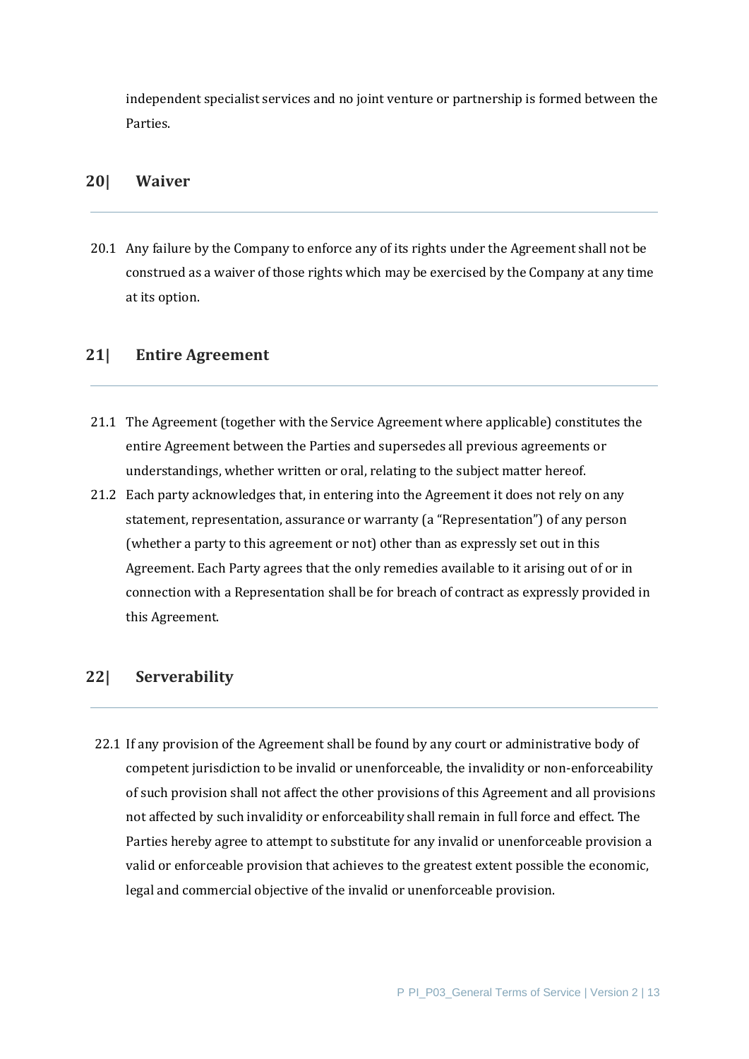independent specialist services and no joint venture or partnership is formed between the Parties.

## 20| Waiver

20.1 Any failure by the Company to enforce any of its rights under the Agreement shall not be construed as a waiver of those rights which may be exercised by the Company at any time at its option.

## 21| Entire Agreement

21.1 The Agreement (together with the Service Agreement where applicable) constitutes the entire Agreement between the Parties and supersedes all previous agreements or understandings, whether written or oral, relating to the subject matter hereof.

21.2 Each party acknowledges that, in entering into the Agreement it does not rely on any statement, representation, assurance or warranty (a "Representation") of any person (whether a party to this agreement or not) other than as expressly set out in this Agreement. Each Party agrees that the only remedies available to it arising out of or in connection with a Representation shall be for breach of contract as expressly provided in this Agreement.

## 22| Serverability

22.1 If any provision of the Agreement shall be found by any court or administrative body of competent jurisdiction to be invalid or unenforceable, the invalidity or non-enforceability of such provision shall not affect the other provisions of this Agreement and all provisions not affected by such invalidity or enforceability shall remain in full force and effect. The Parties hereby agree to attempt to substitute for any invalid or unenforceable provision a valid or enforceable provision that achieves to the greatest extent possible the economic, legal and commercial objective of the invalid or unenforceable provision.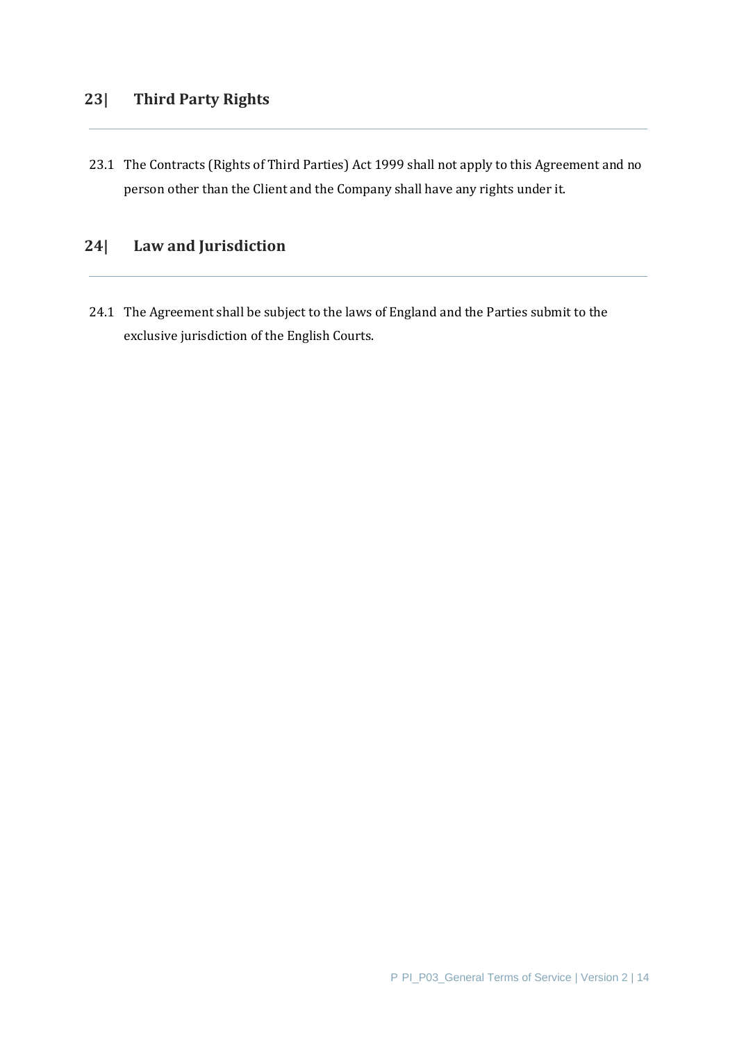## 23| Third Party Rights

---

23.1 The Contracts (Rights of Third Parties) Act 1999 shall not apply to this Agreement and no person other than the Client and the Company shall have any rights under it.

## 24| Law and Jurisdiction

---

24.1 The Agreement shall be subject to the laws of England and the Parties submit to the exclusive jurisdiction of the English Courts.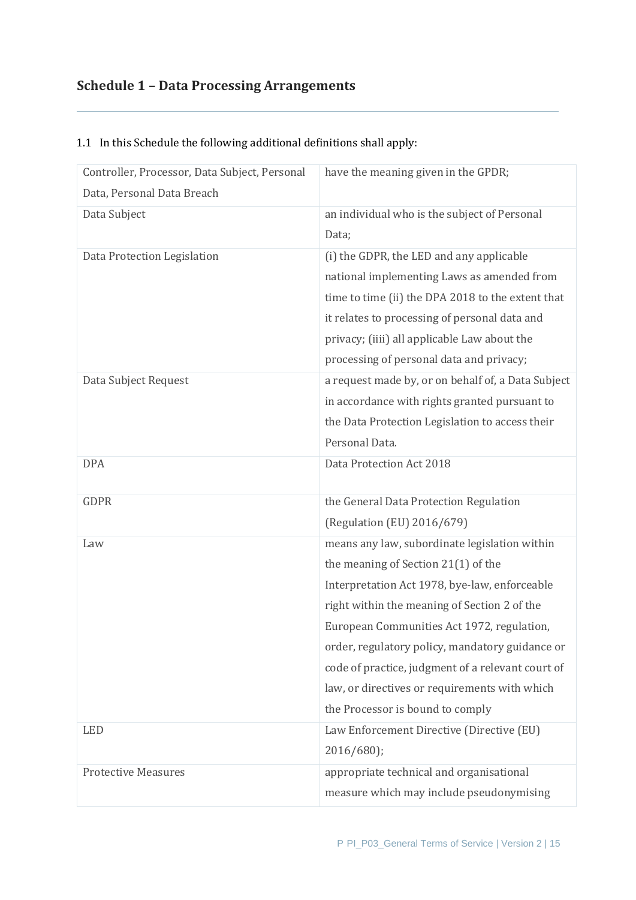## Schedule 1 – Data Processing Arrangements

1.1 In this Schedule the following additional definitions shall apply:

| | |
|---|---|
| Controller, Processor, Data Subject, Personal Data, Personal Data Breach | have the meaning given in the GPDR; |
| Data Subject | an individual who is the subject of Personal Data; |
| Data Protection Legislation | (i) the GDPR, the LED and any applicable national implementing Laws as amended from time to time (ii) the DPA 2018 to the extent that it relates to processing of personal data and privacy; (iiii) all applicable Law about the processing of personal data and privacy; |
| Data Subject Request | a request made by, or on behalf of, a Data Subject in accordance with rights granted pursuant to the Data Protection Legislation to access their Personal Data. |
| DPA | Data Protection Act 2018 |
| GDPR | the General Data Protection Regulation (Regulation (EU) 2016/679) |
| Law | means any law, subordinate legislation within the meaning of Section 21(1) of the Interpretation Act 1978, bye-law, enforceable right within the meaning of Section 2 of the European Communities Act 1972, regulation, order, regulatory policy, mandatory guidance or code of practice, judgment of a relevant court of law, or directives or requirements with which the Processor is bound to comply |
| LED | Law Enforcement Directive (Directive (EU) 2016/680); |
| Protective Measures | appropriate technical and organisational measure which may include pseudonymising |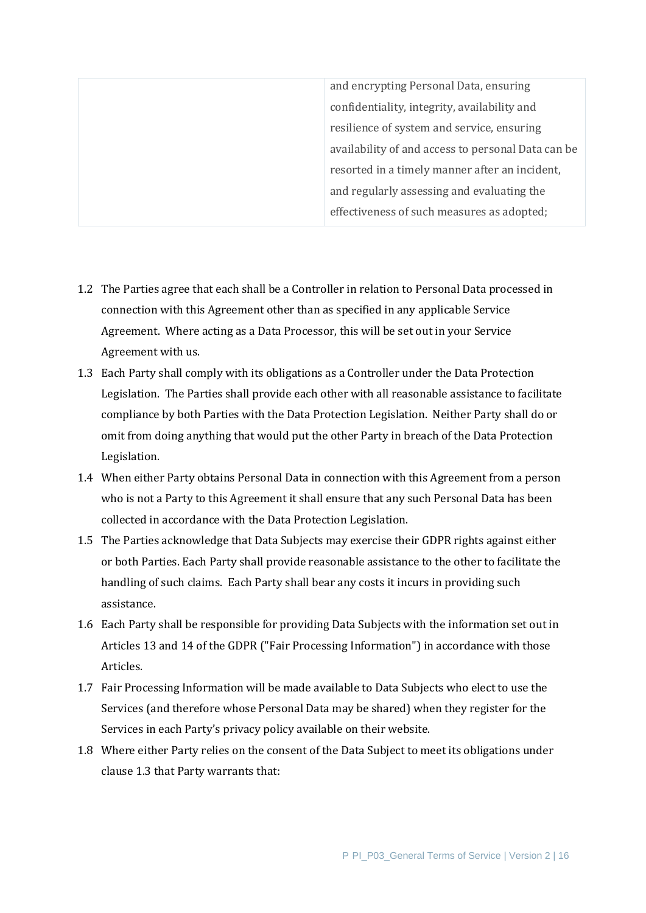| | and encrypting Personal Data, ensuring confidentiality, integrity, availability and resilience of system and service, ensuring availability of and access to personal Data can be resorted in a timely manner after an incident, and regularly assessing and evaluating the effectiveness of such measures as adopted; |
|---|---|

1.2 The Parties agree that each shall be a Controller in relation to Personal Data processed in connection with this Agreement other than as specified in any applicable Service Agreement. Where acting as a Data Processor, this will be set out in your Service Agreement with us.

1.3 Each Party shall comply with its obligations as a Controller under the Data Protection Legislation. The Parties shall provide each other with all reasonable assistance to facilitate compliance by both Parties with the Data Protection Legislation. Neither Party shall do or omit from doing anything that would put the other Party in breach of the Data Protection Legislation.

1.4 When either Party obtains Personal Data in connection with this Agreement from a person who is not a Party to this Agreement it shall ensure that any such Personal Data has been collected in accordance with the Data Protection Legislation.

1.5 The Parties acknowledge that Data Subjects may exercise their GDPR rights against either or both Parties. Each Party shall provide reasonable assistance to the other to facilitate the handling of such claims. Each Party shall bear any costs it incurs in providing such assistance.

1.6 Each Party shall be responsible for providing Data Subjects with the information set out in Articles 13 and 14 of the GDPR ("Fair Processing Information") in accordance with those Articles.

1.7 Fair Processing Information will be made available to Data Subjects who elect to use the Services (and therefore whose Personal Data may be shared) when they register for the Services in each Party's privacy policy available on their website.

1.8 Where either Party relies on the consent of the Data Subject to meet its obligations under clause 1.3 that Party warrants that: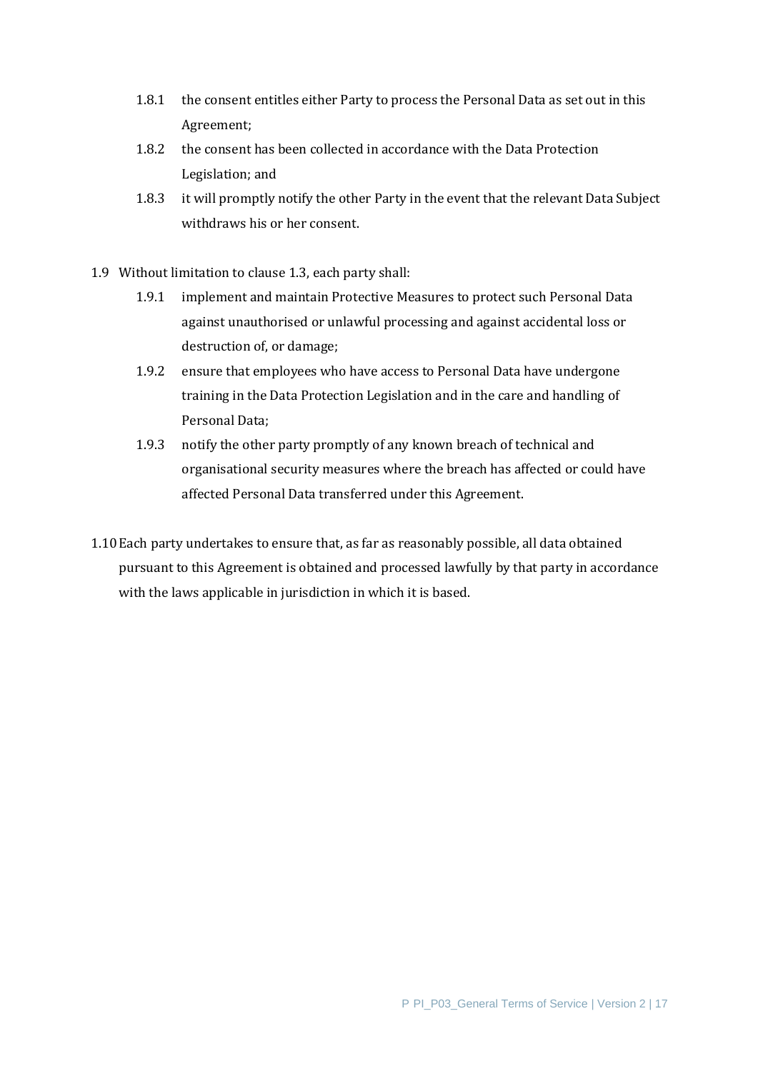1.8.1 the consent entitles either Party to process the Personal Data as set out in this Agreement;

1.8.2 the consent has been collected in accordance with the Data Protection Legislation; and

1.8.3 it will promptly notify the other Party in the event that the relevant Data Subject withdraws his or her consent.

1.9 Without limitation to clause 1.3, each party shall:

1.9.1 implement and maintain Protective Measures to protect such Personal Data against unauthorised or unlawful processing and against accidental loss or destruction of, or damage;

1.9.2 ensure that employees who have access to Personal Data have undergone training in the Data Protection Legislation and in the care and handling of Personal Data;

1.9.3 notify the other party promptly of any known breach of technical and organisational security measures where the breach has affected or could have affected Personal Data transferred under this Agreement.

1.10 Each party undertakes to ensure that, as far as reasonably possible, all data obtained pursuant to this Agreement is obtained and processed lawfully by that party in accordance with the laws applicable in jurisdiction in which it is based.